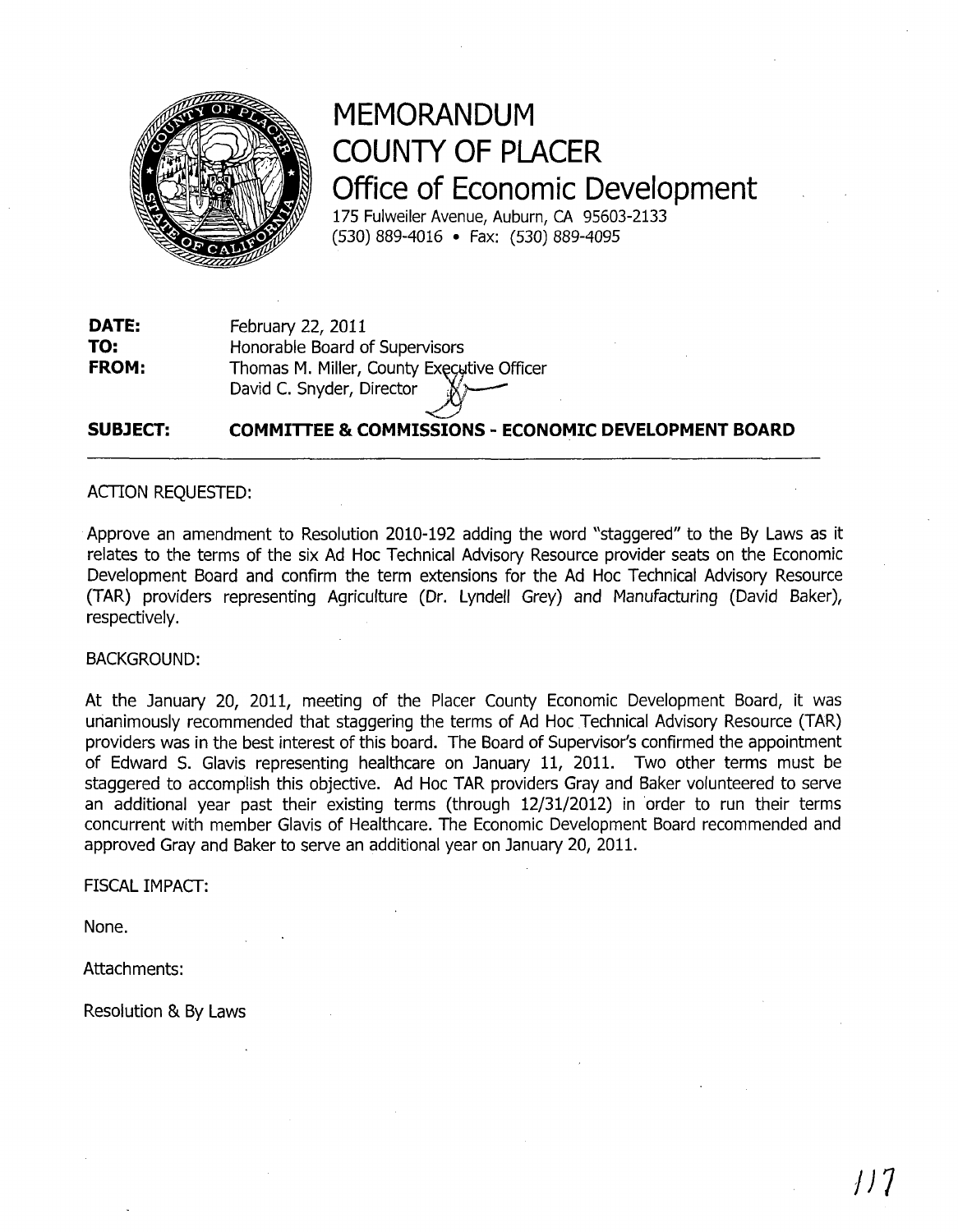# MEMORANDUM
# COUNTY OF PLACER
# Office of Economic Development

175 Fulweiler Avenue, Auburn, CA 95603-2133
(530) 889-4016 • Fax: (530) 889-4095

**DATE:** February 22, 2011
**TO:** Honorable Board of Supervisors
**FROM:** Thomas M. Miller, County Executive Officer
David C. Snyder, Director

**SUBJECT:** **COMMITTEE & COMMISSIONS - ECONOMIC DEVELOPMENT BOARD**

---

ACTION REQUESTED:

Approve an amendment to Resolution 2010-192 adding the word "staggered" to the By Laws as it relates to the terms of the six Ad Hoc Technical Advisory Resource provider seats on the Economic Development Board and confirm the term extensions for the Ad Hoc Technical Advisory Resource (TAR) providers representing Agriculture (Dr. Lyndell Grey) and Manufacturing (David Baker), respectively.

BACKGROUND:

At the January 20, 2011, meeting of the Placer County Economic Development Board, it was unanimously recommended that staggering the terms of Ad Hoc Technical Advisory Resource (TAR) providers was in the best interest of this board. The Board of Supervisor's confirmed the appointment of Edward S. Glavis representing healthcare on January 11, 2011. Two other terms must be staggered to accomplish this objective. Ad Hoc TAR providers Gray and Baker volunteered to serve an additional year past their existing terms (through 12/31/2012) in order to run their terms concurrent with member Glavis of Healthcare. The Economic Development Board recommended and approved Gray and Baker to serve an additional year on January 20, 2011.

FISCAL IMPACT:

None.

Attachments:

Resolution & By Laws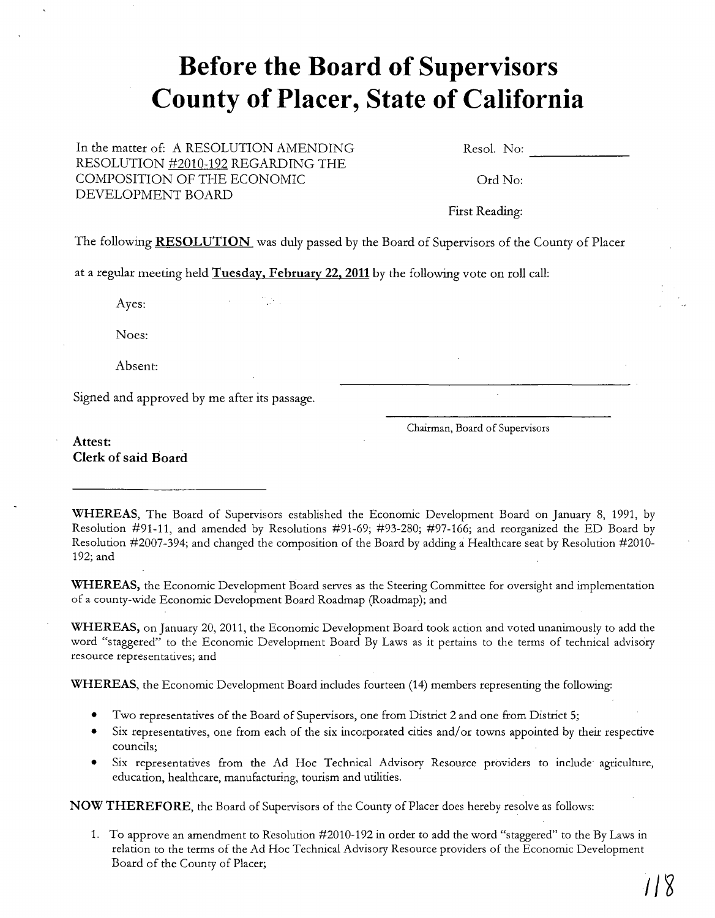# Before the Board of Supervisors County of Placer, State of California

In the matter of: A RESOLUTION AMENDING RESOLUTION #2010-192 REGARDING THE COMPOSITION OF THE ECONOMIC DEVELOPMENT BOARD

Resol. No: ______________

Ord No:

First Reading:

The following **RESOLUTION** was duly passed by the Board of Supervisors of the County of Placer at a regular meeting held **Tuesday, February 22, 2011** by the following vote on roll call:

Ayes:

Noes:

Absent:

Signed and approved by me after its passage.

______________________________

Chairman, Board of Supervisors

**Attest:**
**Clerk of said Board**

______________________________

**WHEREAS**, The Board of Supervisors established the Economic Development Board on January 8, 1991, by Resolution #91-11, and amended by Resolutions #91-69; #93-280; #97-166; and reorganized the ED Board by Resolution #2007-394; and changed the composition of the Board by adding a Healthcare seat by Resolution #2010-192; and

**WHEREAS,** the Economic Development Board serves as the Steering Committee for oversight and implementation of a county-wide Economic Development Board Roadmap (Roadmap); and

**WHEREAS,** on January 20, 2011, the Economic Development Board took action and voted unanimously to add the word "staggered" to the Economic Development Board By Laws as it pertains to the terms of technical advisory resource representatives; and

**WHEREAS,** the Economic Development Board includes fourteen (14) members representing the following:

- Two representatives of the Board of Supervisors, one from District 2 and one from District 5;
- Six representatives, one from each of the six incorporated cities and/or towns appointed by their respective councils;
- Six representatives from the Ad Hoc Technical Advisory Resource providers to include agriculture, education, healthcare, manufacturing, tourism and utilities.

**NOW THEREFORE,** the Board of Supervisors of the County of Placer does hereby resolve as follows:

1. To approve an amendment to Resolution #2010-192 in order to add the word "staggered" to the By Laws in relation to the terms of the Ad Hoc Technical Advisory Resource providers of the Economic Development Board of the County of Placer;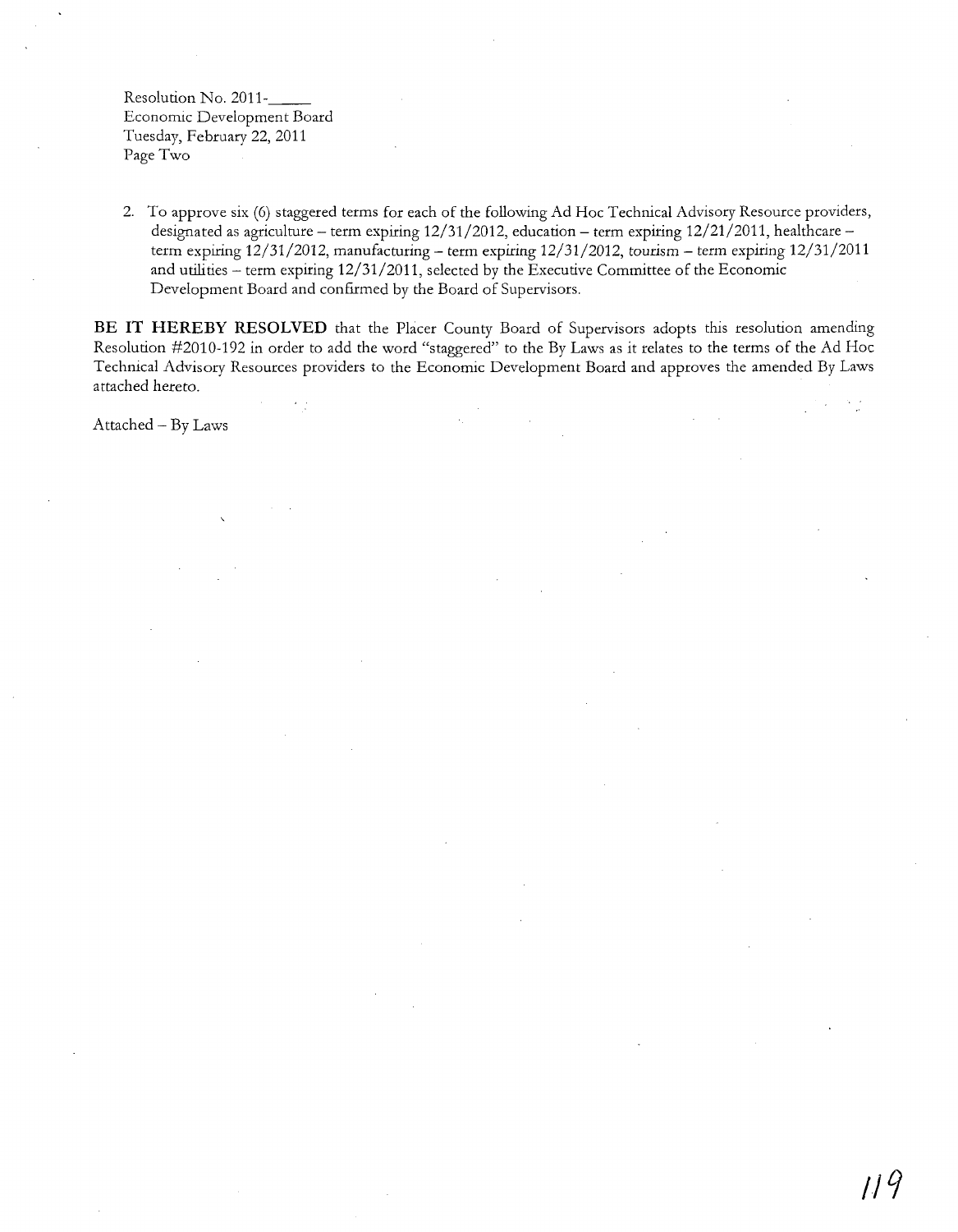Resolution No. 2011-\_\_\_\_\_
Economic Development Board
Tuesday, February 22, 2011
Page Two

2. To approve six (6) staggered terms for each of the following Ad Hoc Technical Advisory Resource providers, designated as agriculture – term expiring 12/31/2012, education – term expiring 12/21/2011, healthcare – term expiring 12/31/2012, manufacturing – term expiring 12/31/2012, tourism – term expiring 12/31/2011 and utilities – term expiring 12/31/2011, selected by the Executive Committee of the Economic Development Board and confirmed by the Board of Supervisors.

**BE IT HEREBY RESOLVED** that the Placer County Board of Supervisors adopts this resolution amending Resolution #2010-192 in order to add the word "staggered" to the By Laws as it relates to the terms of the Ad Hoc Technical Advisory Resources providers to the Economic Development Board and approves the amended By Laws attached hereto.

Attached – By Laws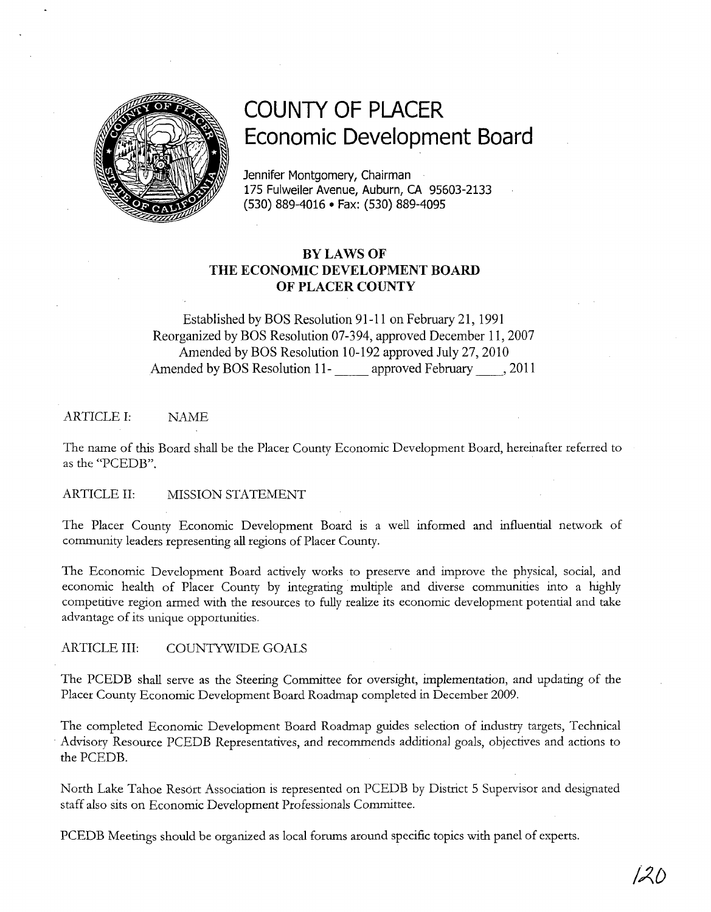# COUNTY OF PLACER
## Economic Development Board

Jennifer Montgomery, Chairman
175 Fulweiler Avenue, Auburn, CA 95603-2133
(530) 889-4016 • Fax: (530) 889-4095

**BY LAWS OF
THE ECONOMIC DEVELOPMENT BOARD
OF PLACER COUNTY**

Established by BOS Resolution 91-11 on February 21, 1991
Reorganized by BOS Resolution 07-394, approved December 11, 2007
Amended by BOS Resolution 10-192 approved July 27, 2010
Amended by BOS Resolution 11-\_\_\_\_\_ approved February \_\_\_\_, 2011

ARTICLE I: NAME

The name of this Board shall be the Placer County Economic Development Board, hereinafter referred to as the "PCEDB".

ARTICLE II: MISSION STATEMENT

The Placer County Economic Development Board is a well informed and influential network of community leaders representing all regions of Placer County.

The Economic Development Board actively works to preserve and improve the physical, social, and economic health of Placer County by integrating multiple and diverse communities into a highly competitive region armed with the resources to fully realize its economic development potential and take advantage of its unique opportunities.

ARTICLE III: COUNTYWIDE GOALS

The PCEDB shall serve as the Steering Committee for oversight, implementation, and updating of the Placer County Economic Development Board Roadmap completed in December 2009.

The completed Economic Development Board Roadmap guides selection of industry targets, Technical Advisory Resource PCEDB Representatives, and recommends additional goals, objectives and actions to the PCEDB.

North Lake Tahoe Resort Association is represented on PCEDB by District 5 Supervisor and designated staff also sits on Economic Development Professionals Committee.

PCEDB Meetings should be organized as local forums around specific topics with panel of experts.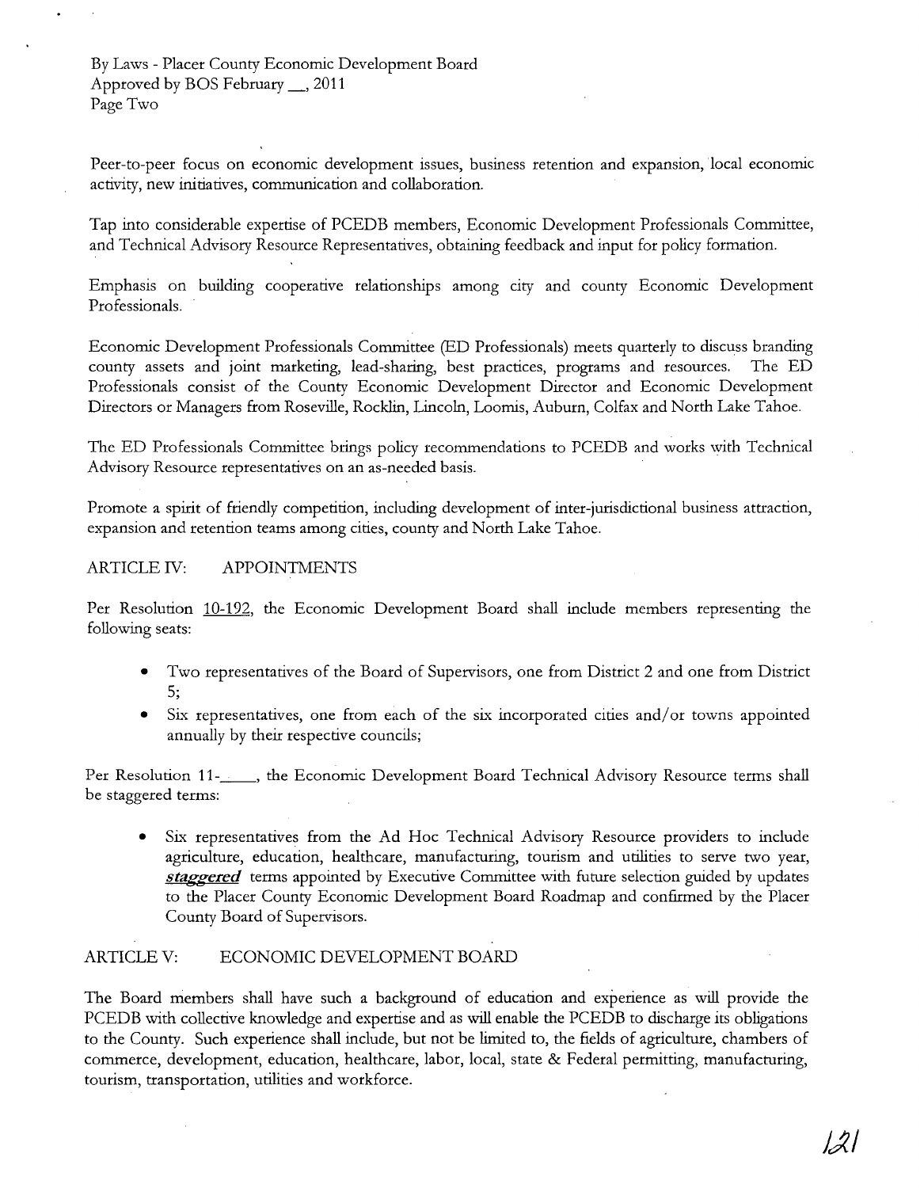Peer-to-peer focus on economic development issues, business retention and expansion, local economic activity, new initiatives, communication and collaboration.

Tap into considerable expertise of PCEDB members, Economic Development Professionals Committee, and Technical Advisory Resource Representatives, obtaining feedback and input for policy formation.

Emphasis on building cooperative relationships among city and county Economic Development Professionals.

Economic Development Professionals Committee (ED Professionals) meets quarterly to discuss branding county assets and joint marketing, lead-sharing, best practices, programs and resources. The ED Professionals consist of the County Economic Development Director and Economic Development Directors or Managers from Roseville, Rocklin, Lincoln, Loomis, Auburn, Colfax and North Lake Tahoe.

The ED Professionals Committee brings policy recommendations to PCEDB and works with Technical Advisory Resource representatives on an as-needed basis.

Promote a spirit of friendly competition, including development of inter-jurisdictional business attraction, expansion and retention teams among cities, county and North Lake Tahoe.

## ARTICLE IV: APPOINTMENTS

Per Resolution <u>10-192</u>, the Economic Development Board shall include members representing the following seats:

- Two representatives of the Board of Supervisors, one from District 2 and one from District 5;
- Six representatives, one from each of the six incorporated cities and/or towns appointed annually by their respective councils;

Per Resolution 11-____, the Economic Development Board Technical Advisory Resource terms shall be staggered terms:

- Six representatives from the Ad Hoc Technical Advisory Resource providers to include agriculture, education, healthcare, manufacturing, tourism and utilities to serve two year, ***<u>staggered</u>*** terms appointed by Executive Committee with future selection guided by updates to the Placer County Economic Development Board Roadmap and confirmed by the Placer County Board of Supervisors.

## ARTICLE V: ECONOMIC DEVELOPMENT BOARD

The Board members shall have such a background of education and experience as will provide the PCEDB with collective knowledge and expertise and as will enable the PCEDB to discharge its obligations to the County. Such experience shall include, but not be limited to, the fields of agriculture, chambers of commerce, development, education, healthcare, labor, local, state & Federal permitting, manufacturing, tourism, transportation, utilities and workforce.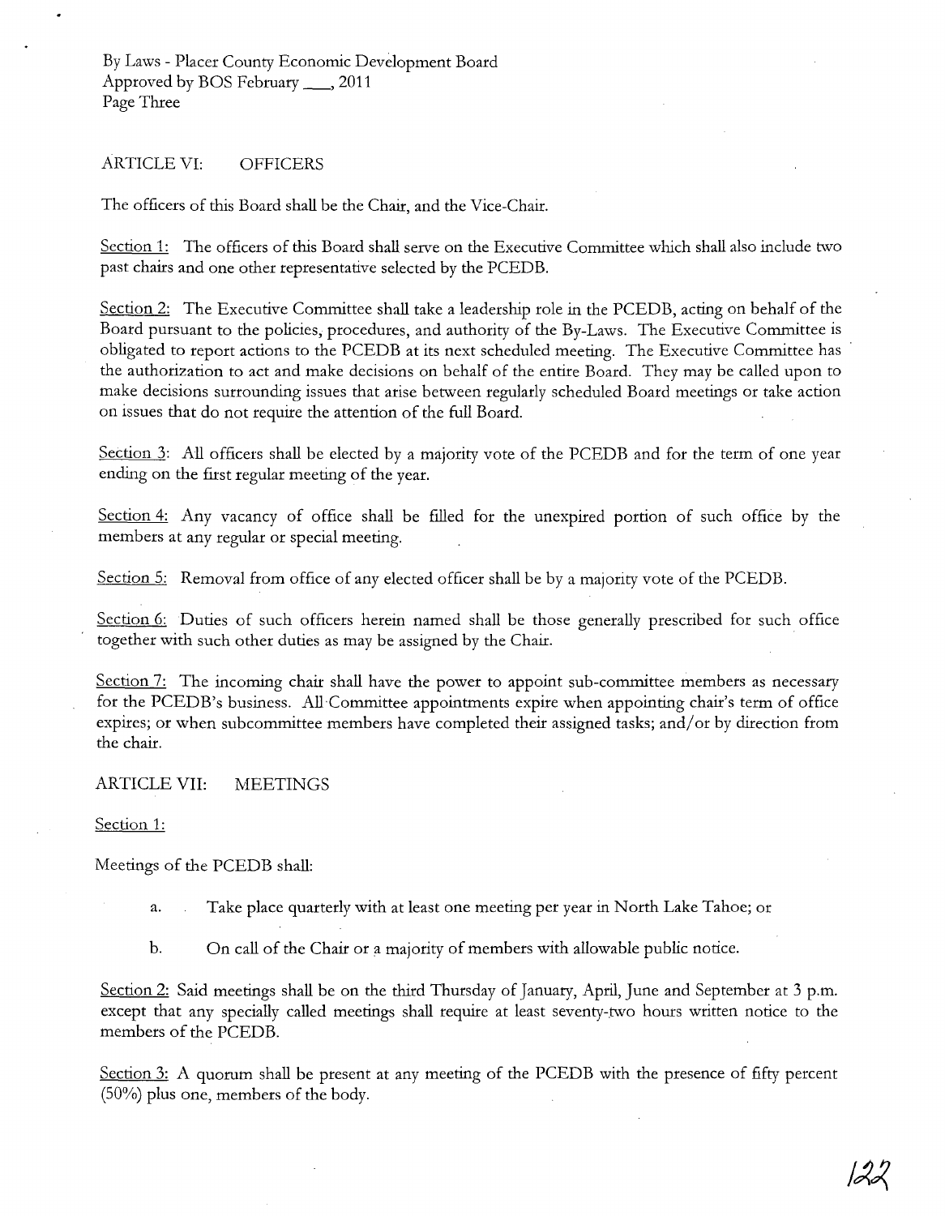## ARTICLE VI: OFFICERS

The officers of this Board shall be the Chair, and the Vice-Chair.

Section 1: The officers of this Board shall serve on the Executive Committee which shall also include two past chairs and one other representative selected by the PCEDB.

Section 2: The Executive Committee shall take a leadership role in the PCEDB, acting on behalf of the Board pursuant to the policies, procedures, and authority of the By-Laws. The Executive Committee is obligated to report actions to the PCEDB at its next scheduled meeting. The Executive Committee has the authorization to act and make decisions on behalf of the entire Board. They may be called upon to make decisions surrounding issues that arise between regularly scheduled Board meetings or take action on issues that do not require the attention of the full Board.

Section 3: All officers shall be elected by a majority vote of the PCEDB and for the term of one year ending on the first regular meeting of the year.

Section 4: Any vacancy of office shall be filled for the unexpired portion of such office by the members at any regular or special meeting.

Section 5: Removal from office of any elected officer shall be by a majority vote of the PCEDB.

Section 6: Duties of such officers herein named shall be those generally prescribed for such office together with such other duties as may be assigned by the Chair.

Section 7: The incoming chair shall have the power to appoint sub-committee members as necessary for the PCEDB's business. All Committee appointments expire when appointing chair's term of office expires; or when subcommittee members have completed their assigned tasks; and/or by direction from the chair.

## ARTICLE VII: MEETINGS

Section 1:

Meetings of the PCEDB shall:

a. Take place quarterly with at least one meeting per year in North Lake Tahoe; or

b. On call of the Chair or a majority of members with allowable public notice.

Section 2: Said meetings shall be on the third Thursday of January, April, June and September at 3 p.m. except that any specially called meetings shall require at least seventy-two hours written notice to the members of the PCEDB.

Section 3: A quorum shall be present at any meeting of the PCEDB with the presence of fifty percent (50%) plus one, members of the body.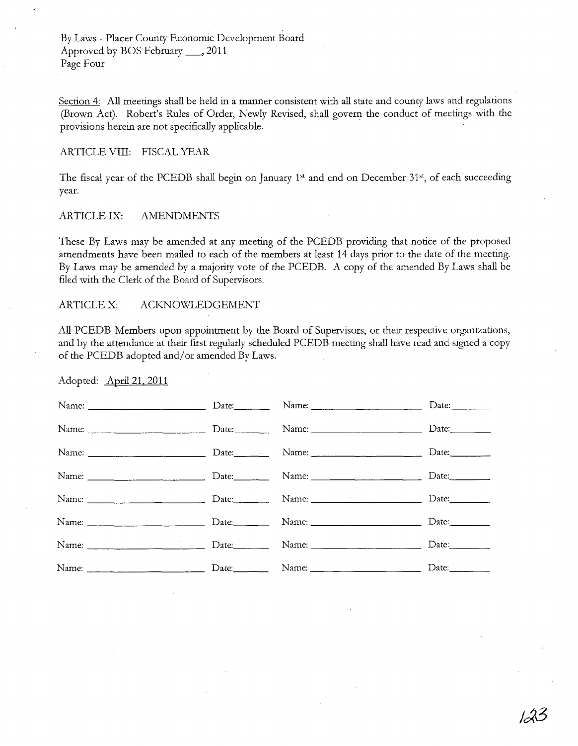Section 4: All meetings shall be held in a manner consistent with all state and county laws and regulations (Brown Act). Robert's Rules of Order, Newly Revised, shall govern the conduct of meetings with the provisions herein are not specifically applicable.

## ARTICLE VIII: FISCAL YEAR

The fiscal year of the PCEDB shall begin on January 1st and end on December 31st, of each succeeding year.

## ARTICLE IX: AMENDMENTS

These By Laws may be amended at any meeting of the PCEDB providing that notice of the proposed amendments have been mailed to each of the members at least 14 days prior to the date of the meeting. By Laws may be amended by a majority vote of the PCEDB. A copy of the amended By Laws shall be filed with the Clerk of the Board of Supervisors.

## ARTICLE X: ACKNOWLEDGEMENT

All PCEDB Members upon appointment by the Board of Supervisors, or their respective organizations, and by the attendance at their first regularly scheduled PCEDB meeting shall have read and signed a copy of the PCEDB adopted and/or amended By Laws.

Adopted: April 21, 2011

| Name: ______________________ | Date: ________ | Name: ______________________ | Date: ________ |
|---|---|---|---|
| Name: ______________________ | Date: ________ | Name: ______________________ | Date: ________ |
| Name: ______________________ | Date: ________ | Name: ______________________ | Date: ________ |
| Name: ______________________ | Date: ________ | Name: ______________________ | Date: ________ |
| Name: ______________________ | Date: ________ | Name: ______________________ | Date: ________ |
| Name: ______________________ | Date: ________ | Name: ______________________ | Date: ________ |
| Name: ______________________ | Date: ________ | Name: ______________________ | Date: ________ |
| Name: ______________________ | Date: ________ | Name: ______________________ | Date: ________ |